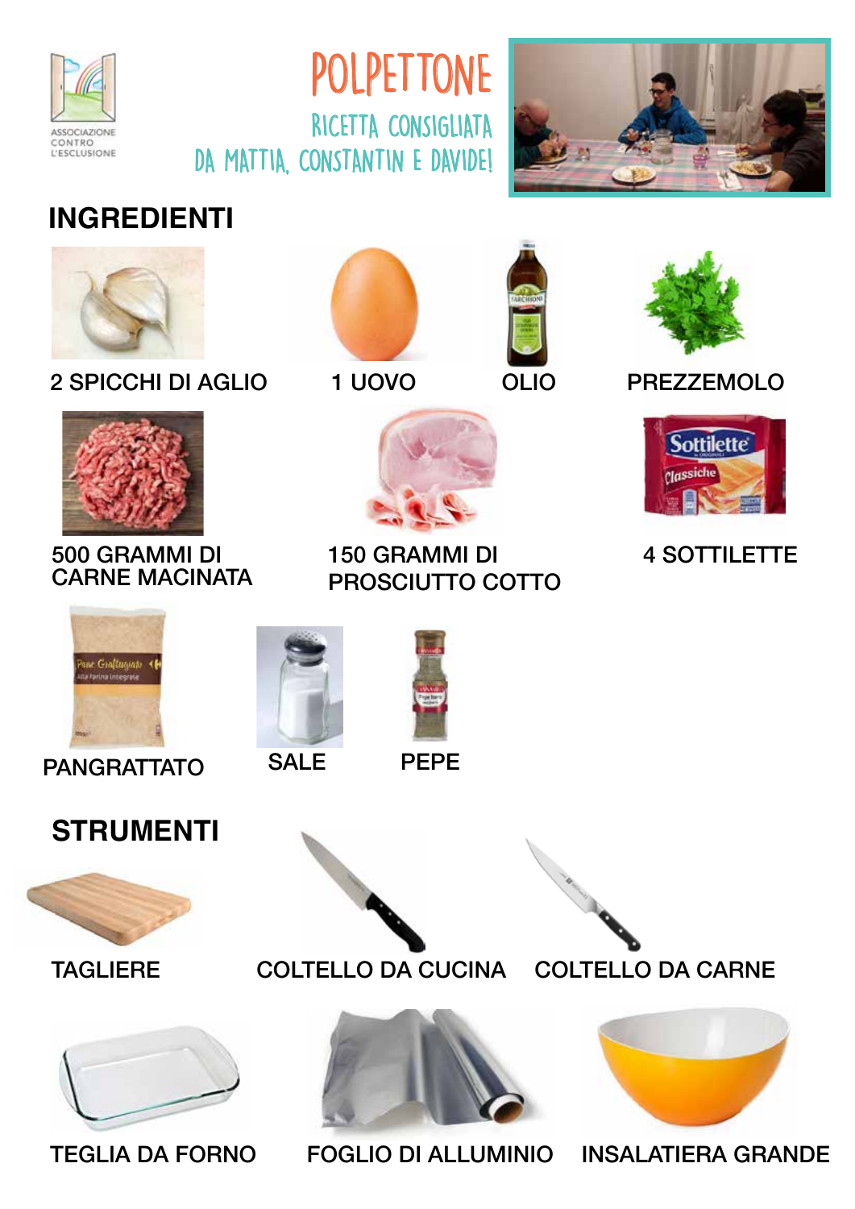ASSOCIAZIONE CONTRO L'ESCLUSIONE

# POLPETTONE

RICETTA CONSIGLIATA DA MATTIA, CONSTANTIN E DAVIDE!

## INGREDIENTI

- 2 SPICCHI DI AGLIO
- 1 UOVO
- OLIO
- PREZZEMOLO
- 500 GRAMMI DI CARNE MACINATA
- 150 GRAMMI DI PROSCIUTTO COTTO
- 4 SOTTILETTE
- PANGRATTATO
- SALE
- PEPE

## STRUMENTI

- TAGLIERE
- COLTELLO DA CUCINA
- COLTELLO DA CARNE
- TEGLIA DA FORNO
- FOGLIO DI ALLUMINIO
- INSALATIERA GRANDE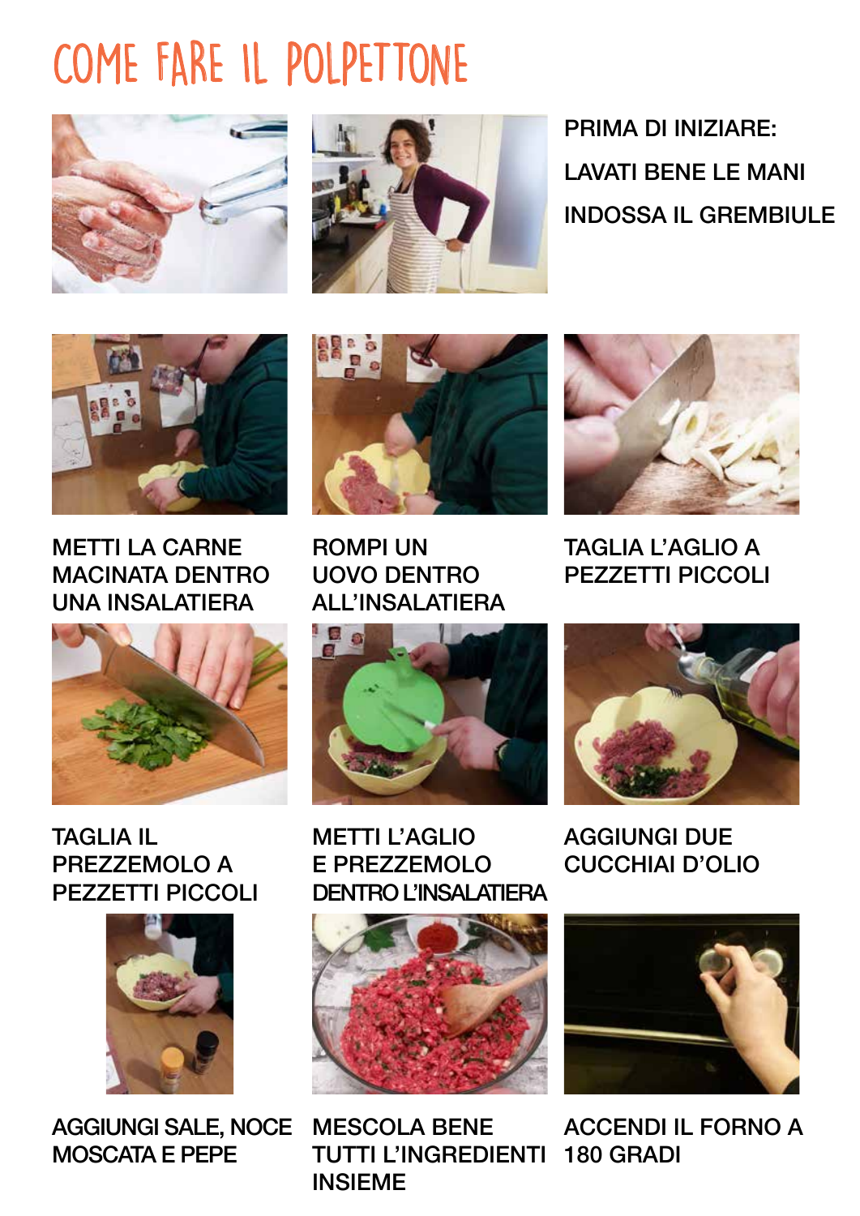# COME FARE IL POLPETTONE

PRIMA DI INIZIARE:

LAVATI BENE LE MANI

INDOSSA IL GREMBIULE

METTI LA CARNE MACINATA DENTRO UNA INSALATIERA

ROMPI UN UOVO DENTRO ALL'INSALATIERA

TAGLIA L'AGLIO A PEZZETTI PICCOLI

TAGLIA IL PREZZEMOLO A PEZZETTI PICCOLI

METTI L'AGLIO E PREZZEMOLO DENTRO L'INSALATIERA

AGGIUNGI DUE CUCCHIAI D'OLIO

AGGIUNGI SALE, NOCE MOSCATA E PEPE

MESCOLA BENE TUTTI L'INGREDIENTI INSIEME

ACCENDI IL FORNO A 180 GRADI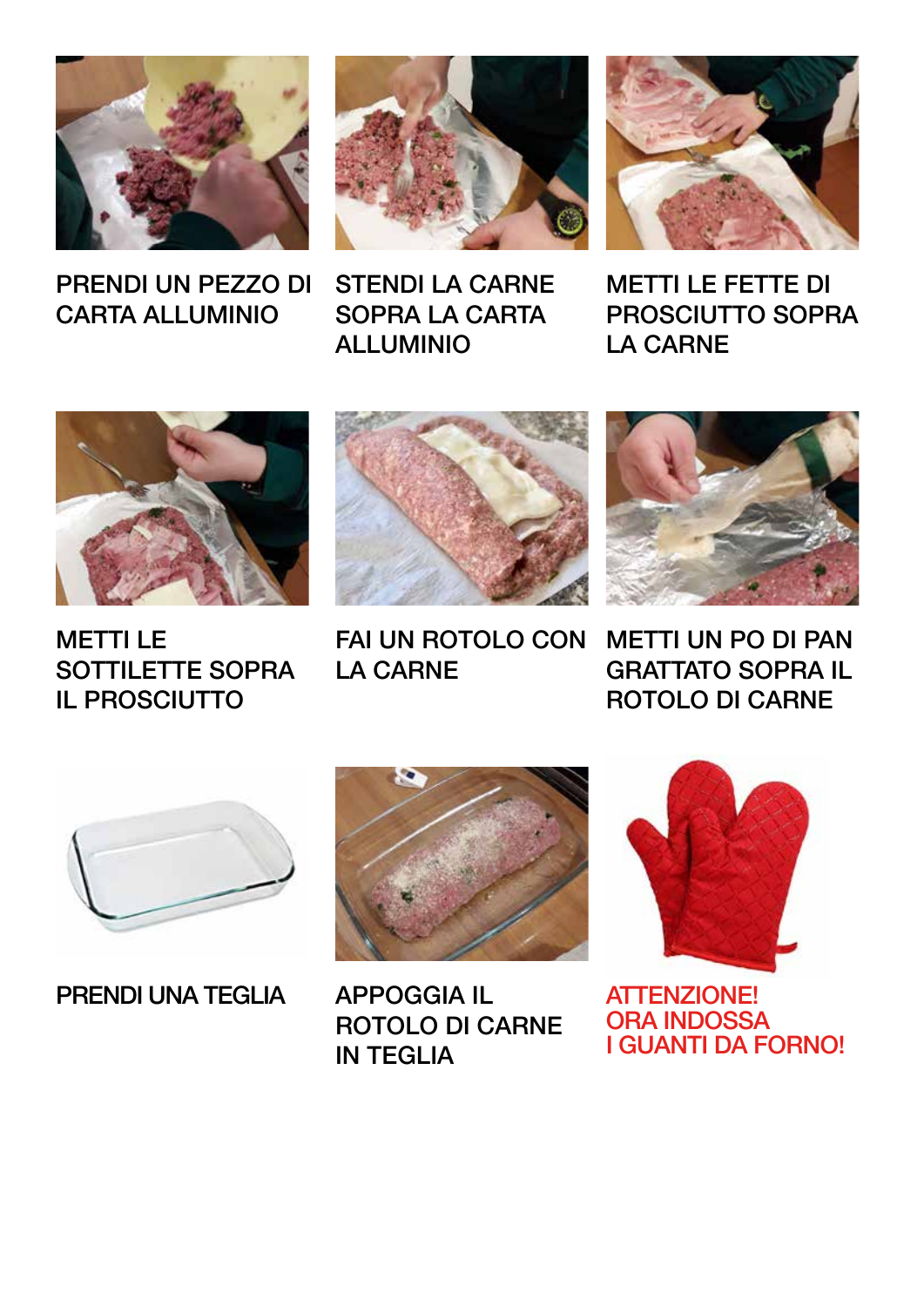PRENDI UN PEZZO DI CARTA ALLUMINIO

STENDI LA CARNE SOPRA LA CARTA ALLUMINIO

METTI LE FETTE DI PROSCIUTTO SOPRA LA CARNE

METTI LE SOTTILETTE SOPRA IL PROSCIUTTO

FAI UN ROTOLO CON LA CARNE

METTI UN PO DI PAN GRATTATO SOPRA IL ROTOLO DI CARNE

PRENDI UNA TEGLIA

APPOGGIA IL ROTOLO DI CARNE IN TEGLIA

ATTENZIONE!
ORA INDOSSA
I GUANTI DA FORNO!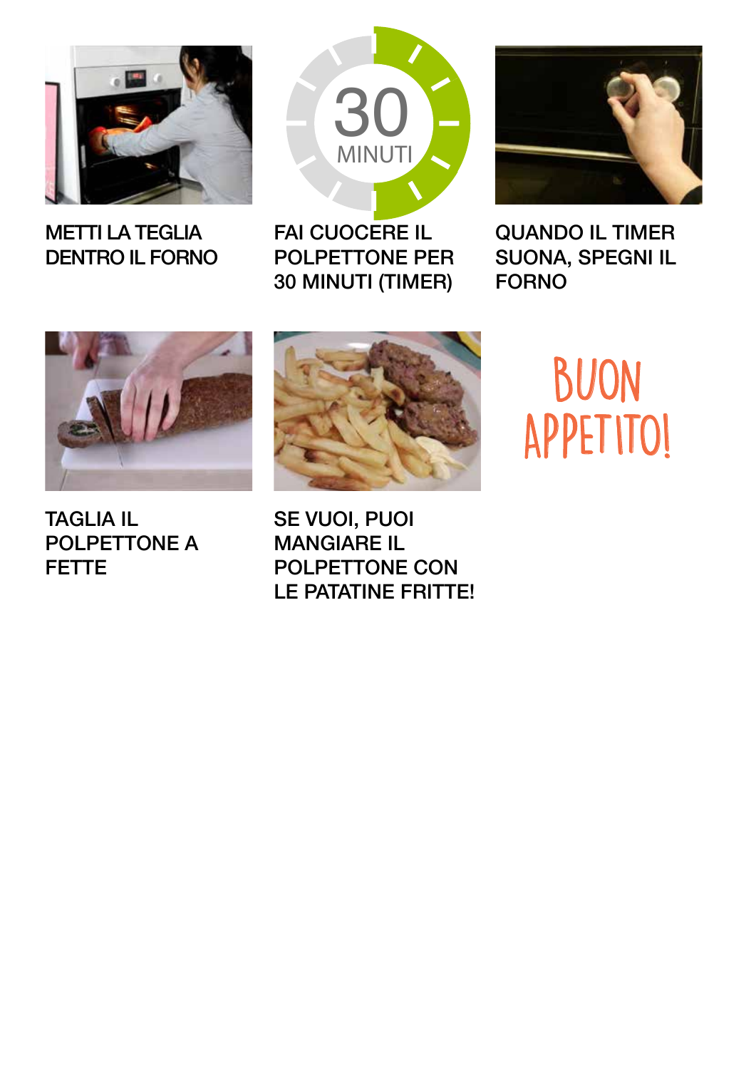METTI LA TEGLIA DENTRO IL FORNO

30 MINUTI

FAI CUOCERE IL POLPETTONE PER 30 MINUTI (TIMER)

QUANDO IL TIMER SUONA, SPEGNI IL FORNO

TAGLIA IL POLPETTONE A FETTE

SE VUOI, PUOI MANGIARE IL POLPETTONE CON LE PATATINE FRITTE!

BUON APPETITO!